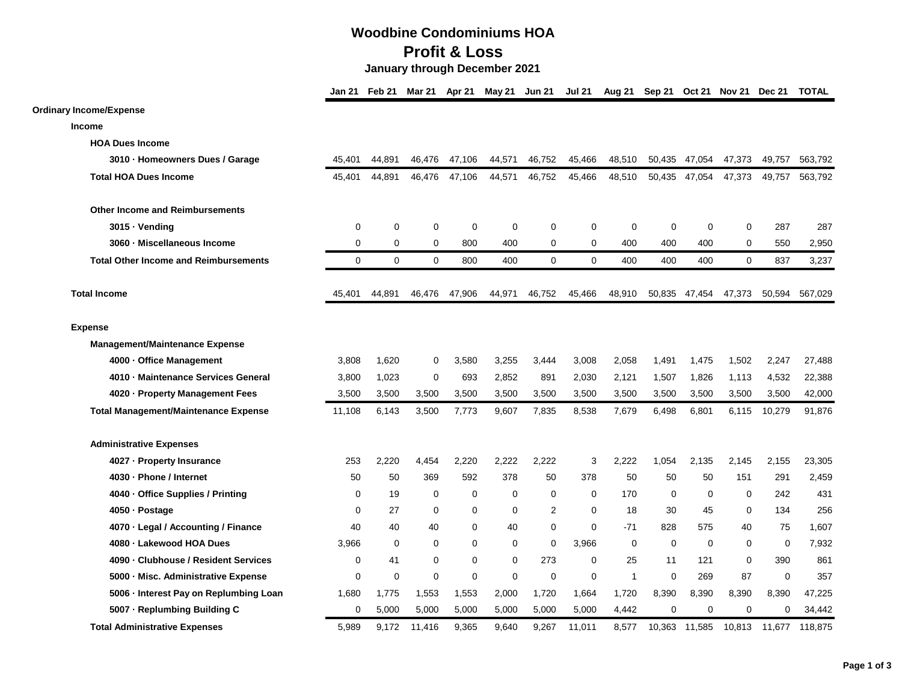# Woodbine Condominiums HOA

## Profit & Loss

### January through December 2021

| | Jan 21 | Feb 21 | Mar 21 | Apr 21 | May 21 | Jun 21 | Jul 21 | Aug 21 | Sep 21 | Oct 21 | Nov 21 | Dec 21 | TOTAL |
|---|---|---|---|---|---|---|---|---|---|---|---|---|---|
| **Ordinary Income/Expense** | | | | | | | | | | | | | |
| **Income** | | | | | | | | | | | | | |
| **HOA Dues Income** | | | | | | | | | | | | | |
| **3010 · Homeowners Dues / Garage** | 45,401 | 44,891 | 46,476 | 47,106 | 44,571 | 46,752 | 45,466 | 48,510 | 50,435 | 47,054 | 47,373 | 49,757 | 563,792 |
| **Total HOA Dues Income** | 45,401 | 44,891 | 46,476 | 47,106 | 44,571 | 46,752 | 45,466 | 48,510 | 50,435 | 47,054 | 47,373 | 49,757 | 563,792 |
| **Other Income and Reimbursements** | | | | | | | | | | | | | |
| **3015 · Vending** | 0 | 0 | 0 | 0 | 0 | 0 | 0 | 0 | 0 | 0 | 0 | 287 | 287 |
| **3060 · Miscellaneous Income** | 0 | 0 | 0 | 800 | 400 | 0 | 0 | 400 | 400 | 400 | 0 | 550 | 2,950 |
| **Total Other Income and Reimbursements** | 0 | 0 | 0 | 800 | 400 | 0 | 0 | 400 | 400 | 400 | 0 | 837 | 3,237 |
| **Total Income** | 45,401 | 44,891 | 46,476 | 47,906 | 44,971 | 46,752 | 45,466 | 48,910 | 50,835 | 47,454 | 47,373 | 50,594 | 567,029 |
| **Expense** | | | | | | | | | | | | | |
| **Management/Maintenance Expense** | | | | | | | | | | | | | |
| **4000 · Office Management** | 3,808 | 1,620 | 0 | 3,580 | 3,255 | 3,444 | 3,008 | 2,058 | 1,491 | 1,475 | 1,502 | 2,247 | 27,488 |
| **4010 · Maintenance Services General** | 3,800 | 1,023 | 0 | 693 | 2,852 | 891 | 2,030 | 2,121 | 1,507 | 1,826 | 1,113 | 4,532 | 22,388 |
| **4020 · Property Management Fees** | 3,500 | 3,500 | 3,500 | 3,500 | 3,500 | 3,500 | 3,500 | 3,500 | 3,500 | 3,500 | 3,500 | 3,500 | 42,000 |
| **Total Management/Maintenance Expense** | 11,108 | 6,143 | 3,500 | 7,773 | 9,607 | 7,835 | 8,538 | 7,679 | 6,498 | 6,801 | 6,115 | 10,279 | 91,876 |
| **Administrative Expenses** | | | | | | | | | | | | | |
| **4027 · Property Insurance** | 253 | 2,220 | 4,454 | 2,220 | 2,222 | 2,222 | 3 | 2,222 | 1,054 | 2,135 | 2,145 | 2,155 | 23,305 |
| **4030 · Phone / Internet** | 50 | 50 | 369 | 592 | 378 | 50 | 378 | 50 | 50 | 50 | 151 | 291 | 2,459 |
| **4040 · Office Supplies / Printing** | 0 | 19 | 0 | 0 | 0 | 0 | 0 | 170 | 0 | 0 | 0 | 242 | 431 |
| **4050 · Postage** | 0 | 27 | 0 | 0 | 0 | 2 | 0 | 18 | 30 | 45 | 0 | 134 | 256 |
| **4070 · Legal / Accounting / Finance** | 40 | 40 | 40 | 0 | 40 | 0 | 0 | -71 | 828 | 575 | 40 | 75 | 1,607 |
| **4080 · Lakewood HOA Dues** | 3,966 | 0 | 0 | 0 | 0 | 0 | 3,966 | 0 | 0 | 0 | 0 | 0 | 7,932 |
| **4090 · Clubhouse / Resident Services** | 0 | 41 | 0 | 0 | 0 | 273 | 0 | 25 | 11 | 121 | 0 | 390 | 861 |
| **5000 · Misc. Administrative Expense** | 0 | 0 | 0 | 0 | 0 | 0 | 0 | 1 | 0 | 269 | 87 | 0 | 357 |
| **5006 · Interest Pay on Replumbing Loan** | 1,680 | 1,775 | 1,553 | 1,553 | 2,000 | 1,720 | 1,664 | 1,720 | 8,390 | 8,390 | 8,390 | 8,390 | 47,225 |
| **5007 · Replumbing Building C** | 0 | 5,000 | 5,000 | 5,000 | 5,000 | 5,000 | 5,000 | 4,442 | 0 | 0 | 0 | 0 | 34,442 |
| **Total Administrative Expenses** | 5,989 | 9,172 | 11,416 | 9,365 | 9,640 | 9,267 | 11,011 | 8,577 | 10,363 | 11,585 | 10,813 | 11,677 | 118,875 |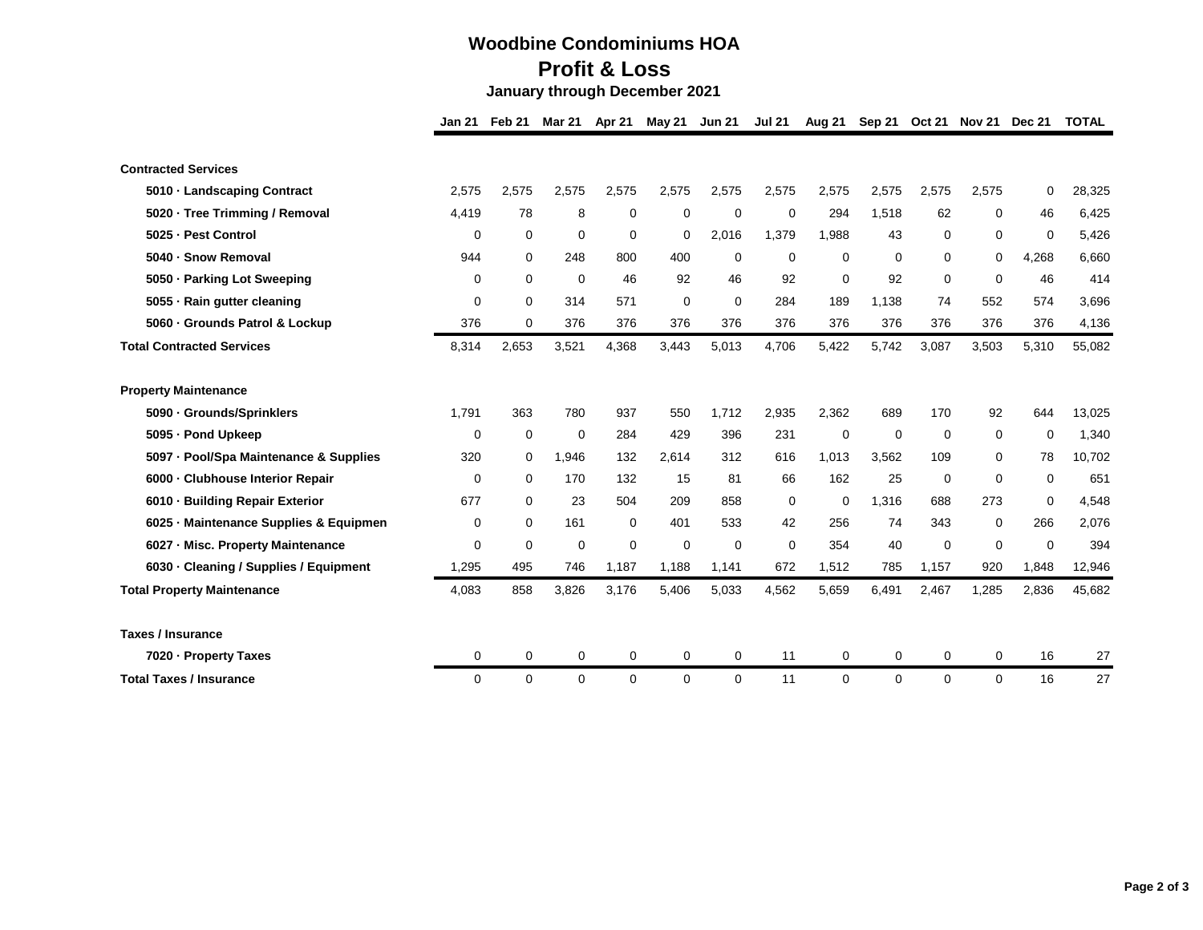# Woodbine Condominiums HOA

## Profit & Loss

### January through December 2021

| | Jan 21 | Feb 21 | Mar 21 | Apr 21 | May 21 | Jun 21 | Jul 21 | Aug 21 | Sep 21 | Oct 21 | Nov 21 | Dec 21 | TOTAL |
|---|---|---|---|---|---|---|---|---|---|---|---|---|---|
| **Contracted Services** | | | | | | | | | | | | | |
| **5010 · Landscaping Contract** | 2,575 | 2,575 | 2,575 | 2,575 | 2,575 | 2,575 | 2,575 | 2,575 | 2,575 | 2,575 | 2,575 | 0 | 28,325 |
| **5020 · Tree Trimming / Removal** | 4,419 | 78 | 8 | 0 | 0 | 0 | 0 | 294 | 1,518 | 62 | 0 | 46 | 6,425 |
| **5025 · Pest Control** | 0 | 0 | 0 | 0 | 0 | 2,016 | 1,379 | 1,988 | 43 | 0 | 0 | 0 | 5,426 |
| **5040 · Snow Removal** | 944 | 0 | 248 | 800 | 400 | 0 | 0 | 0 | 0 | 0 | 0 | 4,268 | 6,660 |
| **5050 · Parking Lot Sweeping** | 0 | 0 | 0 | 46 | 92 | 46 | 92 | 0 | 92 | 0 | 0 | 46 | 414 |
| **5055 · Rain gutter cleaning** | 0 | 0 | 314 | 571 | 0 | 0 | 284 | 189 | 1,138 | 74 | 552 | 574 | 3,696 |
| **5060 · Grounds Patrol & Lockup** | 376 | 0 | 376 | 376 | 376 | 376 | 376 | 376 | 376 | 376 | 376 | 376 | 4,136 |
| **Total Contracted Services** | 8,314 | 2,653 | 3,521 | 4,368 | 3,443 | 5,013 | 4,706 | 5,422 | 5,742 | 3,087 | 3,503 | 5,310 | 55,082 |
| **Property Maintenance** | | | | | | | | | | | | | |
| **5090 · Grounds/Sprinklers** | 1,791 | 363 | 780 | 937 | 550 | 1,712 | 2,935 | 2,362 | 689 | 170 | 92 | 644 | 13,025 |
| **5095 · Pond Upkeep** | 0 | 0 | 0 | 284 | 429 | 396 | 231 | 0 | 0 | 0 | 0 | 0 | 1,340 |
| **5097 · Pool/Spa Maintenance & Supplies** | 320 | 0 | 1,946 | 132 | 2,614 | 312 | 616 | 1,013 | 3,562 | 109 | 0 | 78 | 10,702 |
| **6000 · Clubhouse Interior Repair** | 0 | 0 | 170 | 132 | 15 | 81 | 66 | 162 | 25 | 0 | 0 | 0 | 651 |
| **6010 · Building Repair Exterior** | 677 | 0 | 23 | 504 | 209 | 858 | 0 | 0 | 1,316 | 688 | 273 | 0 | 4,548 |
| **6025 · Maintenance Supplies & Equipmen** | 0 | 0 | 161 | 0 | 401 | 533 | 42 | 256 | 74 | 343 | 0 | 266 | 2,076 |
| **6027 · Misc. Property Maintenance** | 0 | 0 | 0 | 0 | 0 | 0 | 0 | 354 | 40 | 0 | 0 | 0 | 394 |
| **6030 · Cleaning / Supplies / Equipment** | 1,295 | 495 | 746 | 1,187 | 1,188 | 1,141 | 672 | 1,512 | 785 | 1,157 | 920 | 1,848 | 12,946 |
| **Total Property Maintenance** | 4,083 | 858 | 3,826 | 3,176 | 5,406 | 5,033 | 4,562 | 5,659 | 6,491 | 2,467 | 1,285 | 2,836 | 45,682 |
| **Taxes / Insurance** | | | | | | | | | | | | | |
| **7020 · Property Taxes** | 0 | 0 | 0 | 0 | 0 | 0 | 11 | 0 | 0 | 0 | 0 | 16 | 27 |
| **Total Taxes / Insurance** | 0 | 0 | 0 | 0 | 0 | 0 | 11 | 0 | 0 | 0 | 0 | 16 | 27 |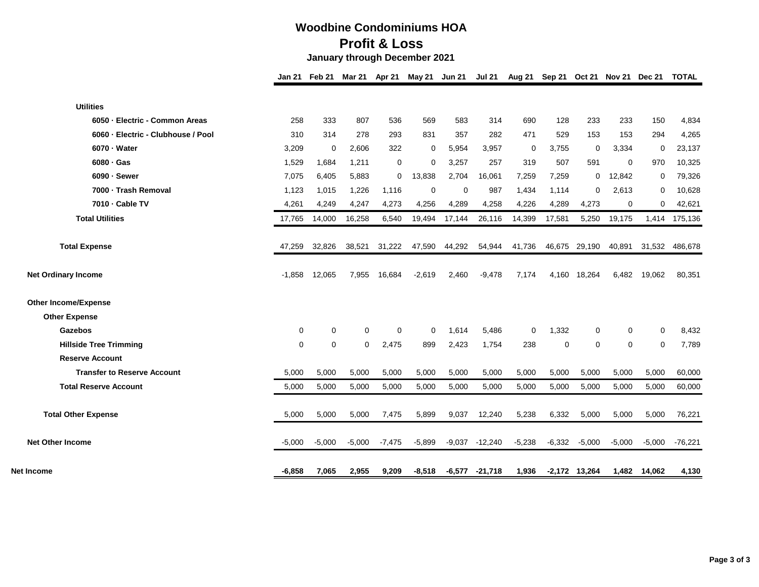# Woodbine Condominiums HOA

## Profit & Loss

### January through December 2021

| | Jan 21 | Feb 21 | Mar 21 | Apr 21 | May 21 | Jun 21 | Jul 21 | Aug 21 | Sep 21 | Oct 21 | Nov 21 | Dec 21 | TOTAL |
|---|---|---|---|---|---|---|---|---|---|---|---|---|---|
| **Utilities** | | | | | | | | | | | | | |
| **6050 · Electric - Common Areas** | 258 | 333 | 807 | 536 | 569 | 583 | 314 | 690 | 128 | 233 | 233 | 150 | 4,834 |
| **6060 · Electric - Clubhouse / Pool** | 310 | 314 | 278 | 293 | 831 | 357 | 282 | 471 | 529 | 153 | 153 | 294 | 4,265 |
| **6070 · Water** | 3,209 | 0 | 2,606 | 322 | 0 | 5,954 | 3,957 | 0 | 3,755 | 0 | 3,334 | 0 | 23,137 |
| **6080 · Gas** | 1,529 | 1,684 | 1,211 | 0 | 0 | 3,257 | 257 | 319 | 507 | 591 | 0 | 970 | 10,325 |
| **6090 · Sewer** | 7,075 | 6,405 | 5,883 | 0 | 13,838 | 2,704 | 16,061 | 7,259 | 7,259 | 0 | 12,842 | 0 | 79,326 |
| **7000 · Trash Removal** | 1,123 | 1,015 | 1,226 | 1,116 | 0 | 0 | 987 | 1,434 | 1,114 | 0 | 2,613 | 0 | 10,628 |
| **7010 · Cable TV** | 4,261 | 4,249 | 4,247 | 4,273 | 4,256 | 4,289 | 4,258 | 4,226 | 4,289 | 4,273 | 0 | 0 | 42,621 |
| **Total Utilities** | 17,765 | 14,000 | 16,258 | 6,540 | 19,494 | 17,144 | 26,116 | 14,399 | 17,581 | 5,250 | 19,175 | 1,414 | 175,136 |
| **Total Expense** | 47,259 | 32,826 | 38,521 | 31,222 | 47,590 | 44,292 | 54,944 | 41,736 | 46,675 | 29,190 | 40,891 | 31,532 | 486,678 |
| **Net Ordinary Income** | -1,858 | 12,065 | 7,955 | 16,684 | -2,619 | 2,460 | -9,478 | 7,174 | 4,160 | 18,264 | 6,482 | 19,062 | 80,351 |
| **Other Income/Expense** | | | | | | | | | | | | | |
| **Other Expense** | | | | | | | | | | | | | |
| **Gazebos** | 0 | 0 | 0 | 0 | 0 | 1,614 | 5,486 | 0 | 1,332 | 0 | 0 | 0 | 8,432 |
| **Hillside Tree Trimming** | 0 | 0 | 0 | 2,475 | 899 | 2,423 | 1,754 | 238 | 0 | 0 | 0 | 0 | 7,789 |
| **Reserve Account** | | | | | | | | | | | | | |
| **Transfer to Reserve Account** | 5,000 | 5,000 | 5,000 | 5,000 | 5,000 | 5,000 | 5,000 | 5,000 | 5,000 | 5,000 | 5,000 | 5,000 | 60,000 |
| **Total Reserve Account** | 5,000 | 5,000 | 5,000 | 5,000 | 5,000 | 5,000 | 5,000 | 5,000 | 5,000 | 5,000 | 5,000 | 5,000 | 60,000 |
| **Total Other Expense** | 5,000 | 5,000 | 5,000 | 7,475 | 5,899 | 9,037 | 12,240 | 5,238 | 6,332 | 5,000 | 5,000 | 5,000 | 76,221 |
| **Net Other Income** | -5,000 | -5,000 | -5,000 | -7,475 | -5,899 | -9,037 | -12,240 | -5,238 | -6,332 | -5,000 | -5,000 | -5,000 | -76,221 |
| **Net Income** | **-6,858** | **7,065** | **2,955** | **9,209** | **-8,518** | **-6,577** | **-21,718** | **1,936** | **-2,172** | **13,264** | **1,482** | **14,062** | **4,130** |